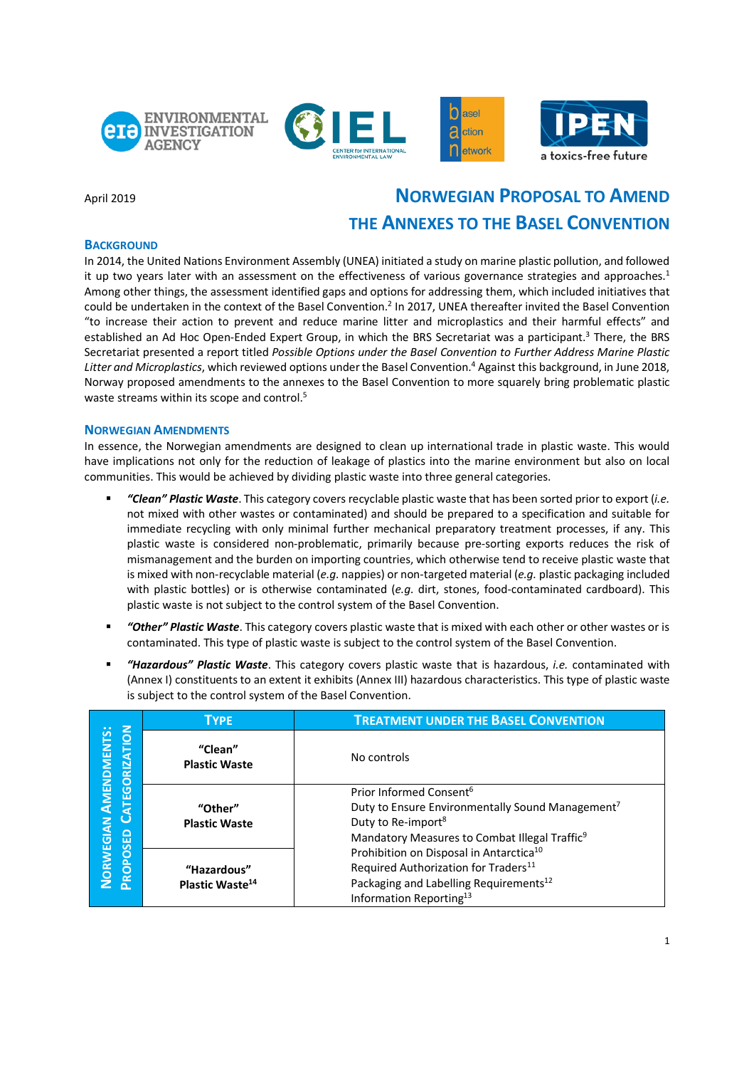April 2019

# NORWEGIAN PROPOSAL TO AMEND THE ANNEXES TO THE BASEL CONVENTION

## BACKGROUND

In 2014, the United Nations Environment Assembly (UNEA) initiated a study on marine plastic pollution, and followed it up two years later with an assessment on the effectiveness of various governance strategies and approaches.[1] Among other things, the assessment identified gaps and options for addressing them, which included initiatives that could be undertaken in the context of the Basel Convention.[2] In 2017, UNEA thereafter invited the Basel Convention "to increase their action to prevent and reduce marine litter and microplastics and their harmful effects" and established an Ad Hoc Open-Ended Expert Group, in which the BRS Secretariat was a participant.[3] There, the BRS Secretariat presented a report titled *Possible Options under the Basel Convention to Further Address Marine Plastic Litter and Microplastics*, which reviewed options under the Basel Convention.[4] Against this background, in June 2018, Norway proposed amendments to the annexes to the Basel Convention to more squarely bring problematic plastic waste streams within its scope and control.[5]

## NORWEGIAN AMENDMENTS

In essence, the Norwegian amendments are designed to clean up international trade in plastic waste. This would have implications not only for the reduction of leakage of plastics into the marine environment but also on local communities. This would be achieved by dividing plastic waste into three general categories.

- ***"Clean" Plastic Waste***. This category covers recyclable plastic waste that has been sorted prior to export (*i.e.* not mixed with other wastes or contaminated) and should be prepared to a specification and suitable for immediate recycling with only minimal further mechanical preparatory treatment processes, if any. This plastic waste is considered non-problematic, primarily because pre-sorting exports reduces the risk of mismanagement and the burden on importing countries, which otherwise tend to receive plastic waste that is mixed with non-recyclable material (*e.g.* nappies) or non-targeted material (*e.g.* plastic packaging included with plastic bottles) or is otherwise contaminated (*e.g.* dirt, stones, food-contaminated cardboard). This plastic waste is not subject to the control system of the Basel Convention.
- ***"Other" Plastic Waste***. This category covers plastic waste that is mixed with each other or other wastes or is contaminated. This type of plastic waste is subject to the control system of the Basel Convention.
- ***"Hazardous" Plastic Waste***. This category covers plastic waste that is hazardous, *i.e.* contaminated with (Annex I) constituents to an extent it exhibits (Annex III) hazardous characteristics. This type of plastic waste is subject to the control system of the Basel Convention.

| NORWEGIAN AMENDMENTS: PROPOSED CATEGORIZATION | TYPE | TREATMENT UNDER THE BASEL CONVENTION |
|---|---|---|
| | **"Clean" Plastic Waste** | No controls |
| | **"Other" Plastic Waste** | Prior Informed Consent[6]<br>Duty to Ensure Environmentally Sound Management[7]<br>Duty to Re-import[8]<br>Mandatory Measures to Combat Illegal Traffic[9]<br>Prohibition on Disposal in Antarctica[10]<br>Required Authorization for Traders[11]<br>Packaging and Labelling Requirements[12]<br>Information Reporting[13] |
| | **"Hazardous" Plastic Waste[14]** | |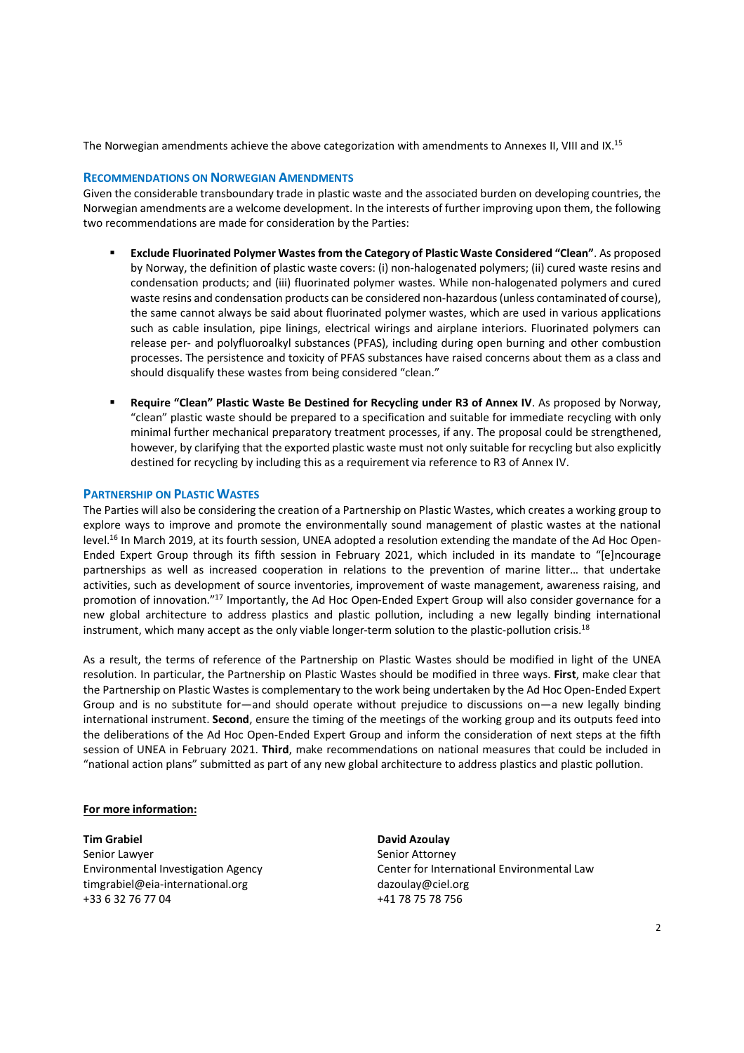The Norwegian amendments achieve the above categorization with amendments to Annexes II, VIII and IX.[15]

## RECOMMENDATIONS ON NORWEGIAN AMENDMENTS

Given the considerable transboundary trade in plastic waste and the associated burden on developing countries, the Norwegian amendments are a welcome development. In the interests of further improving upon them, the following two recommendations are made for consideration by the Parties:

- **Exclude Fluorinated Polymer Wastes from the Category of Plastic Waste Considered "Clean"**. As proposed by Norway, the definition of plastic waste covers: (i) non-halogenated polymers; (ii) cured waste resins and condensation products; and (iii) fluorinated polymer wastes. While non-halogenated polymers and cured waste resins and condensation products can be considered non-hazardous (unless contaminated of course), the same cannot always be said about fluorinated polymer wastes, which are used in various applications such as cable insulation, pipe linings, electrical wirings and airplane interiors. Fluorinated polymers can release per- and polyfluoroalkyl substances (PFAS), including during open burning and other combustion processes. The persistence and toxicity of PFAS substances have raised concerns about them as a class and should disqualify these wastes from being considered "clean."

- **Require "Clean" Plastic Waste Be Destined for Recycling under R3 of Annex IV**. As proposed by Norway, "clean" plastic waste should be prepared to a specification and suitable for immediate recycling with only minimal further mechanical preparatory treatment processes, if any. The proposal could be strengthened, however, by clarifying that the exported plastic waste must not only suitable for recycling but also explicitly destined for recycling by including this as a requirement via reference to R3 of Annex IV.

## PARTNERSHIP ON PLASTIC WASTES

The Parties will also be considering the creation of a Partnership on Plastic Wastes, which creates a working group to explore ways to improve and promote the environmentally sound management of plastic wastes at the national level.[16] In March 2019, at its fourth session, UNEA adopted a resolution extending the mandate of the Ad Hoc Open-Ended Expert Group through its fifth session in February 2021, which included in its mandate to "[e]ncourage partnerships as well as increased cooperation in relations to the prevention of marine litter… that undertake activities, such as development of source inventories, improvement of waste management, awareness raising, and promotion of innovation."[17] Importantly, the Ad Hoc Open-Ended Expert Group will also consider governance for a new global architecture to address plastics and plastic pollution, including a new legally binding international instrument, which many accept as the only viable longer-term solution to the plastic-pollution crisis.[18]

As a result, the terms of reference of the Partnership on Plastic Wastes should be modified in light of the UNEA resolution. In particular, the Partnership on Plastic Wastes should be modified in three ways. **First**, make clear that the Partnership on Plastic Wastes is complementary to the work being undertaken by the Ad Hoc Open-Ended Expert Group and is no substitute for—and should operate without prejudice to discussions on—a new legally binding international instrument. **Second**, ensure the timing of the meetings of the working group and its outputs feed into the deliberations of the Ad Hoc Open-Ended Expert Group and inform the consideration of next steps at the fifth session of UNEA in February 2021. **Third**, make recommendations on national measures that could be included in "national action plans" submitted as part of any new global architecture to address plastics and plastic pollution.

**For more information:**

**Tim Grabiel**
Senior Lawyer
Environmental Investigation Agency
timgrabiel@eia-international.org
+33 6 32 76 77 04

**David Azoulay**
Senior Attorney
Center for International Environmental Law
dazoulay@ciel.org
+41 78 75 78 756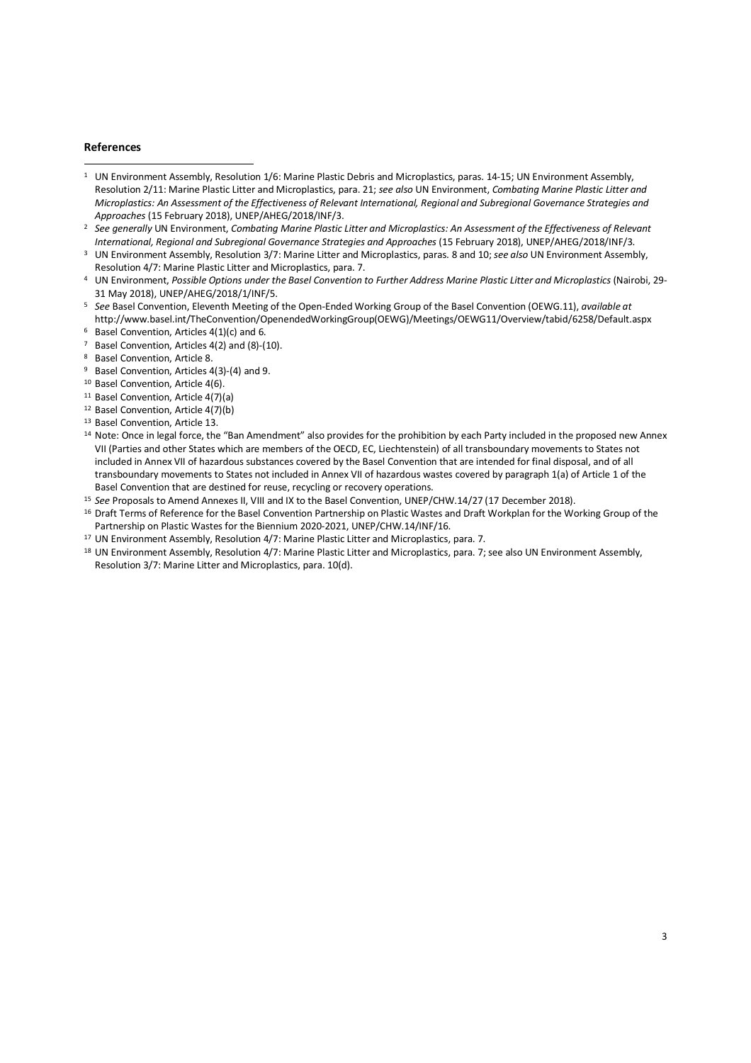**References**

[1] UN Environment Assembly, Resolution 1/6: Marine Plastic Debris and Microplastics, paras. 14-15; UN Environment Assembly, Resolution 2/11: Marine Plastic Litter and Microplastics, para. 21; *see also* UN Environment, *Combating Marine Plastic Litter and Microplastics: An Assessment of the Effectiveness of Relevant International, Regional and Subregional Governance Strategies and Approaches* (15 February 2018), UNEP/AHEG/2018/INF/3.

[2] *See generally* UN Environment, *Combating Marine Plastic Litter and Microplastics: An Assessment of the Effectiveness of Relevant International, Regional and Subregional Governance Strategies and Approaches* (15 February 2018), UNEP/AHEG/2018/INF/3.

[3] UN Environment Assembly, Resolution 3/7: Marine Litter and Microplastics, paras. 8 and 10; *see also* UN Environment Assembly, Resolution 4/7: Marine Plastic Litter and Microplastics, para. 7.

[4] UN Environment, *Possible Options under the Basel Convention to Further Address Marine Plastic Litter and Microplastics* (Nairobi, 29-31 May 2018), UNEP/AHEG/2018/1/INF/5.

[5] *See* Basel Convention, Eleventh Meeting of the Open-Ended Working Group of the Basel Convention (OEWG.11), *available at* http://www.basel.int/TheConvention/OpenendedWorkingGroup(OEWG)/Meetings/OEWG11/Overview/tabid/6258/Default.aspx

[6] Basel Convention, Articles 4(1)(c) and 6.

[7] Basel Convention, Articles 4(2) and (8)-(10).

[8] Basel Convention, Article 8.

[9] Basel Convention, Articles 4(3)-(4) and 9.

[10] Basel Convention, Article 4(6).

[11] Basel Convention, Article 4(7)(a)

[12] Basel Convention, Article 4(7)(b)

[13] Basel Convention, Article 13.

[14] Note: Once in legal force, the "Ban Amendment" also provides for the prohibition by each Party included in the proposed new Annex VII (Parties and other States which are members of the OECD, EC, Liechtenstein) of all transboundary movements to States not included in Annex VII of hazardous substances covered by the Basel Convention that are intended for final disposal, and of all transboundary movements to States not included in Annex VII of hazardous wastes covered by paragraph 1(a) of Article 1 of the Basel Convention that are destined for reuse, recycling or recovery operations.

[15] *See* Proposals to Amend Annexes II, VIII and IX to the Basel Convention, UNEP/CHW.14/27 (17 December 2018).

[16] Draft Terms of Reference for the Basel Convention Partnership on Plastic Wastes and Draft Workplan for the Working Group of the Partnership on Plastic Wastes for the Biennium 2020-2021, UNEP/CHW.14/INF/16.

[17] UN Environment Assembly, Resolution 4/7: Marine Plastic Litter and Microplastics, para. 7.

[18] UN Environment Assembly, Resolution 4/7: Marine Plastic Litter and Microplastics, para. 7; see also UN Environment Assembly, Resolution 3/7: Marine Litter and Microplastics, para. 10(d).